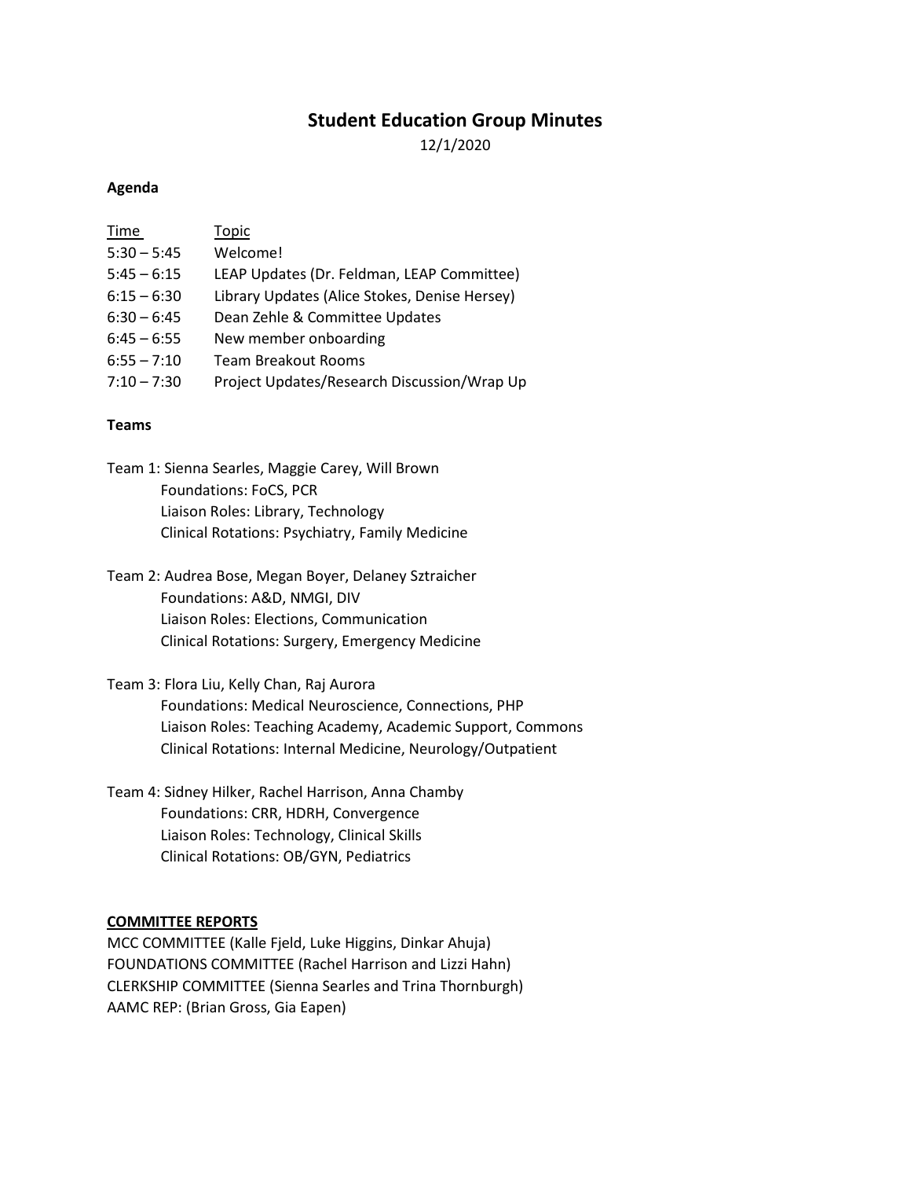# Student Education Group Minutes

12/1/2020

**Agenda**

| Time | Topic |
| --- | --- |
| 5:30 – 5:45 | Welcome! |
| 5:45 – 6:15 | LEAP Updates (Dr. Feldman, LEAP Committee) |
| 6:15 – 6:30 | Library Updates (Alice Stokes, Denise Hersey) |
| 6:30 – 6:45 | Dean Zehle & Committee Updates |
| 6:45 – 6:55 | New member onboarding |
| 6:55 – 7:10 | Team Breakout Rooms |
| 7:10 – 7:30 | Project Updates/Research Discussion/Wrap Up |

**Teams**

Team 1: Sienna Searles, Maggie Carey, Will Brown
- Foundations: FoCS, PCR
- Liaison Roles: Library, Technology
- Clinical Rotations: Psychiatry, Family Medicine

Team 2: Audrea Bose, Megan Boyer, Delaney Sztraicher
- Foundations: A&D, NMGI, DIV
- Liaison Roles: Elections, Communication
- Clinical Rotations: Surgery, Emergency Medicine

Team 3: Flora Liu, Kelly Chan, Raj Aurora
- Foundations: Medical Neuroscience, Connections, PHP
- Liaison Roles: Teaching Academy, Academic Support, Commons
- Clinical Rotations: Internal Medicine, Neurology/Outpatient

Team 4: Sidney Hilker, Rachel Harrison, Anna Chamby
- Foundations: CRR, HDRH, Convergence
- Liaison Roles: Technology, Clinical Skills
- Clinical Rotations: OB/GYN, Pediatrics

**COMMITTEE REPORTS**

MCC COMMITTEE (Kalle Fjeld, Luke Higgins, Dinkar Ahuja)
FOUNDATIONS COMMITTEE (Rachel Harrison and Lizzi Hahn)
CLERKSHIP COMMITTEE (Sienna Searles and Trina Thornburgh)
AAMC REP: (Brian Gross, Gia Eapen)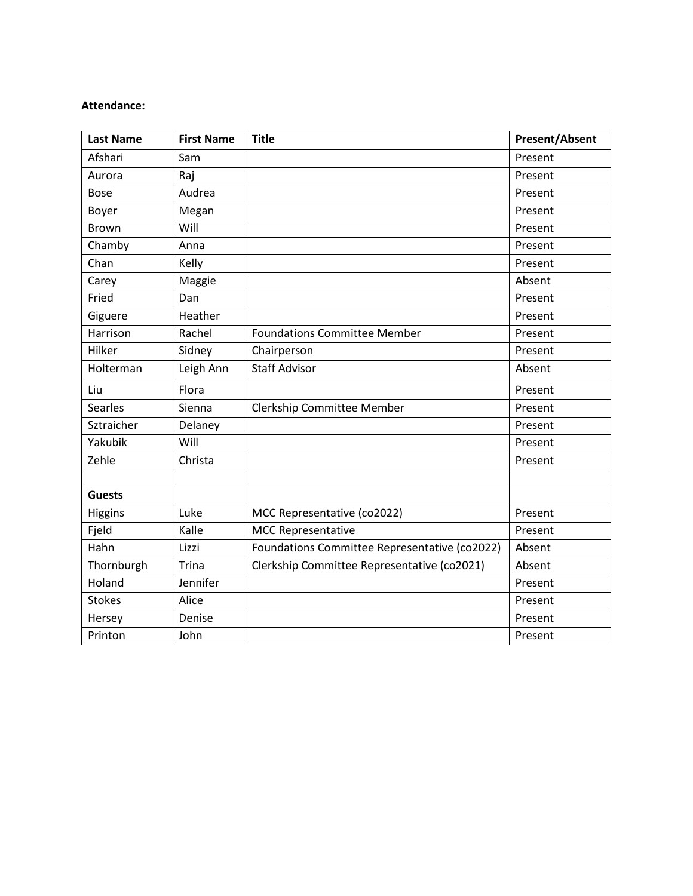**Attendance:**

| Last Name | First Name | Title | Present/Absent |
| --- | --- | --- | --- |
| Afshari | Sam | | Present |
| Aurora | Raj | | Present |
| Bose | Audrea | | Present |
| Boyer | Megan | | Present |
| Brown | Will | | Present |
| Chamby | Anna | | Present |
| Chan | Kelly | | Present |
| Carey | Maggie | | Absent |
| Fried | Dan | | Present |
| Giguere | Heather | | Present |
| Harrison | Rachel | Foundations Committee Member | Present |
| Hilker | Sidney | Chairperson | Present |
| Holterman | Leigh Ann | Staff Advisor | Absent |
| Liu | Flora | | Present |
| Searles | Sienna | Clerkship Committee Member | Present |
| Sztraicher | Delaney | | Present |
| Yakubik | Will | | Present |
| Zehle | Christa | | Present |
| | | | |
| **Guests** | | | |
| Higgins | Luke | MCC Representative (co2022) | Present |
| Fjeld | Kalle | MCC Representative | Present |
| Hahn | Lizzi | Foundations Committee Representative (co2022) | Absent |
| Thornburgh | Trina | Clerkship Committee Representative (co2021) | Absent |
| Holand | Jennifer | | Present |
| Stokes | Alice | | Present |
| Hersey | Denise | | Present |
| Printon | John | | Present |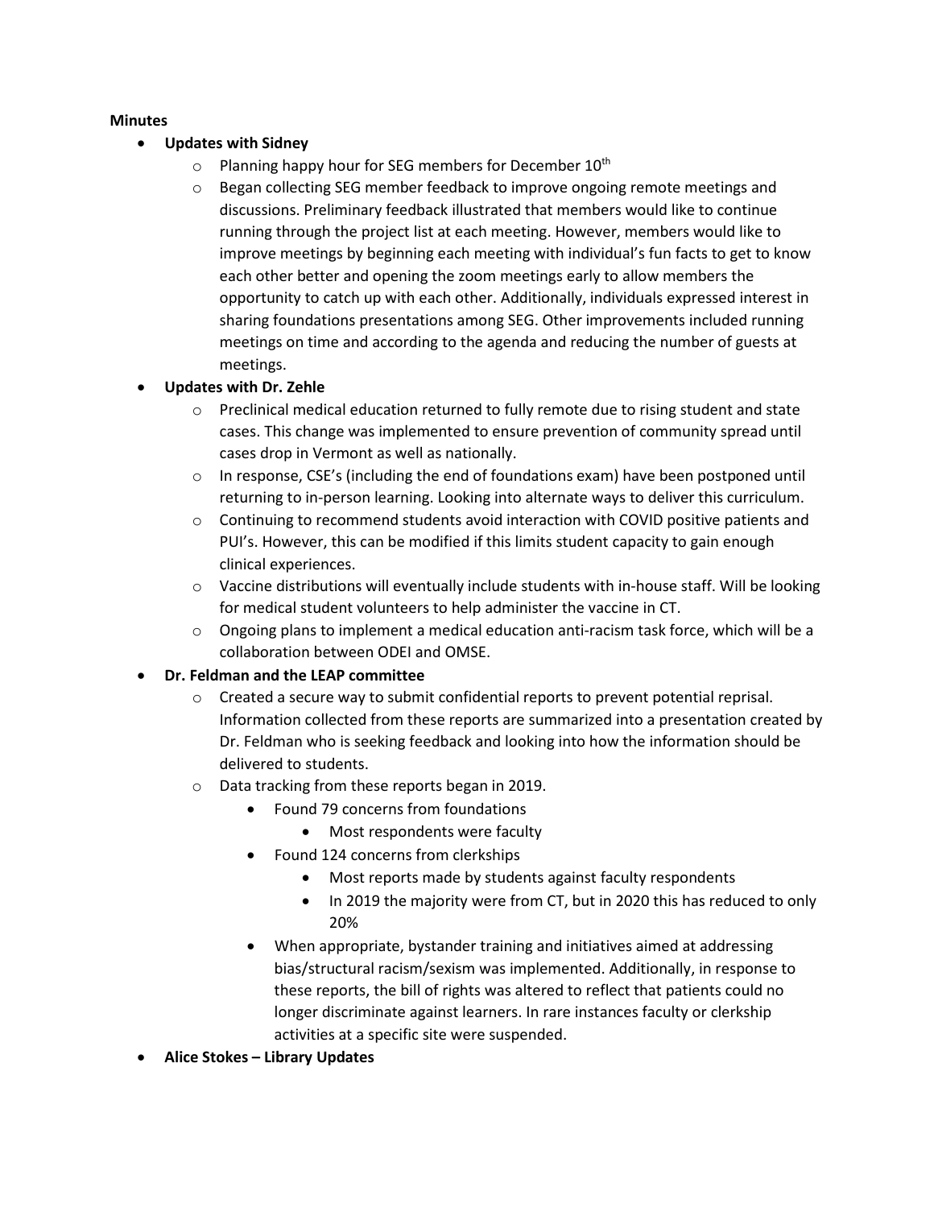**Minutes**

- **Updates with Sidney**
  - Planning happy hour for SEG members for December 10th
  - Began collecting SEG member feedback to improve ongoing remote meetings and discussions. Preliminary feedback illustrated that members would like to continue running through the project list at each meeting. However, members would like to improve meetings by beginning each meeting with individual's fun facts to get to know each other better and opening the zoom meetings early to allow members the opportunity to catch up with each other. Additionally, individuals expressed interest in sharing foundations presentations among SEG. Other improvements included running meetings on time and according to the agenda and reducing the number of guests at meetings.
- **Updates with Dr. Zehle**
  - Preclinical medical education returned to fully remote due to rising student and state cases. This change was implemented to ensure prevention of community spread until cases drop in Vermont as well as nationally.
  - In response, CSE's (including the end of foundations exam) have been postponed until returning to in-person learning. Looking into alternate ways to deliver this curriculum.
  - Continuing to recommend students avoid interaction with COVID positive patients and PUI's. However, this can be modified if this limits student capacity to gain enough clinical experiences.
  - Vaccine distributions will eventually include students with in-house staff. Will be looking for medical student volunteers to help administer the vaccine in CT.
  - Ongoing plans to implement a medical education anti-racism task force, which will be a collaboration between ODEI and OMSE.
- **Dr. Feldman and the LEAP committee**
  - Created a secure way to submit confidential reports to prevent potential reprisal. Information collected from these reports are summarized into a presentation created by Dr. Feldman who is seeking feedback and looking into how the information should be delivered to students.
  - Data tracking from these reports began in 2019.
    - Found 79 concerns from foundations
      - Most respondents were faculty
    - Found 124 concerns from clerkships
      - Most reports made by students against faculty respondents
      - In 2019 the majority were from CT, but in 2020 this has reduced to only 20%
    - When appropriate, bystander training and initiatives aimed at addressing bias/structural racism/sexism was implemented. Additionally, in response to these reports, the bill of rights was altered to reflect that patients could no longer discriminate against learners. In rare instances faculty or clerkship activities at a specific site were suspended.
- **Alice Stokes – Library Updates**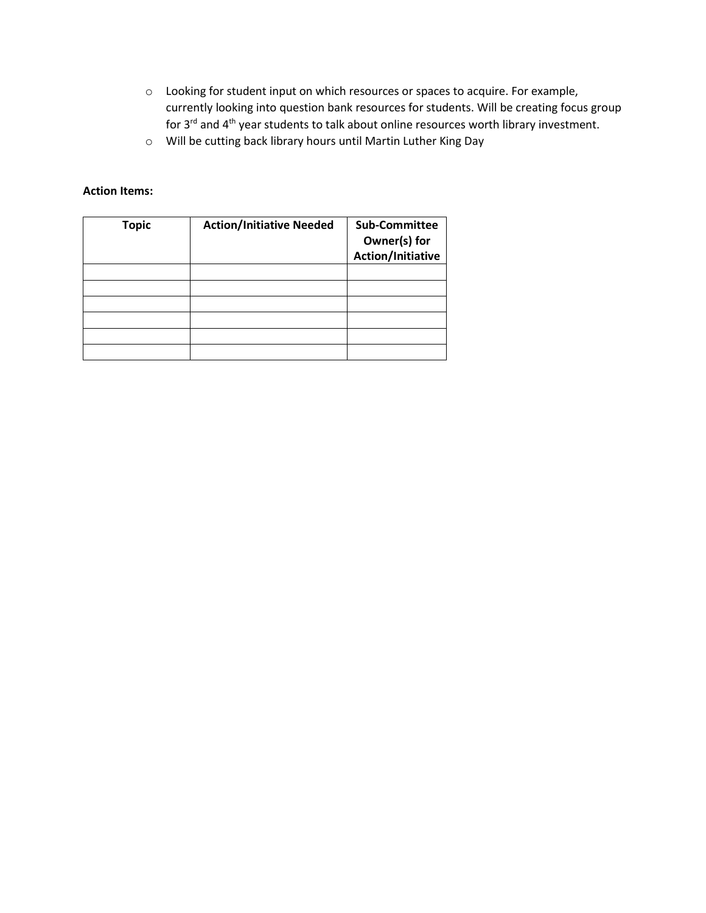- Looking for student input on which resources or spaces to acquire. For example, currently looking into question bank resources for students. Will be creating focus group for 3rd and 4th year students to talk about online resources worth library investment.
- Will be cutting back library hours until Martin Luther King Day

**Action Items:**

| Topic | Action/Initiative Needed | Sub-Committee Owner(s) for Action/Initiative |
|---|---|---|
| | | |
| | | |
| | | |
| | | |
| | | |
| | | |